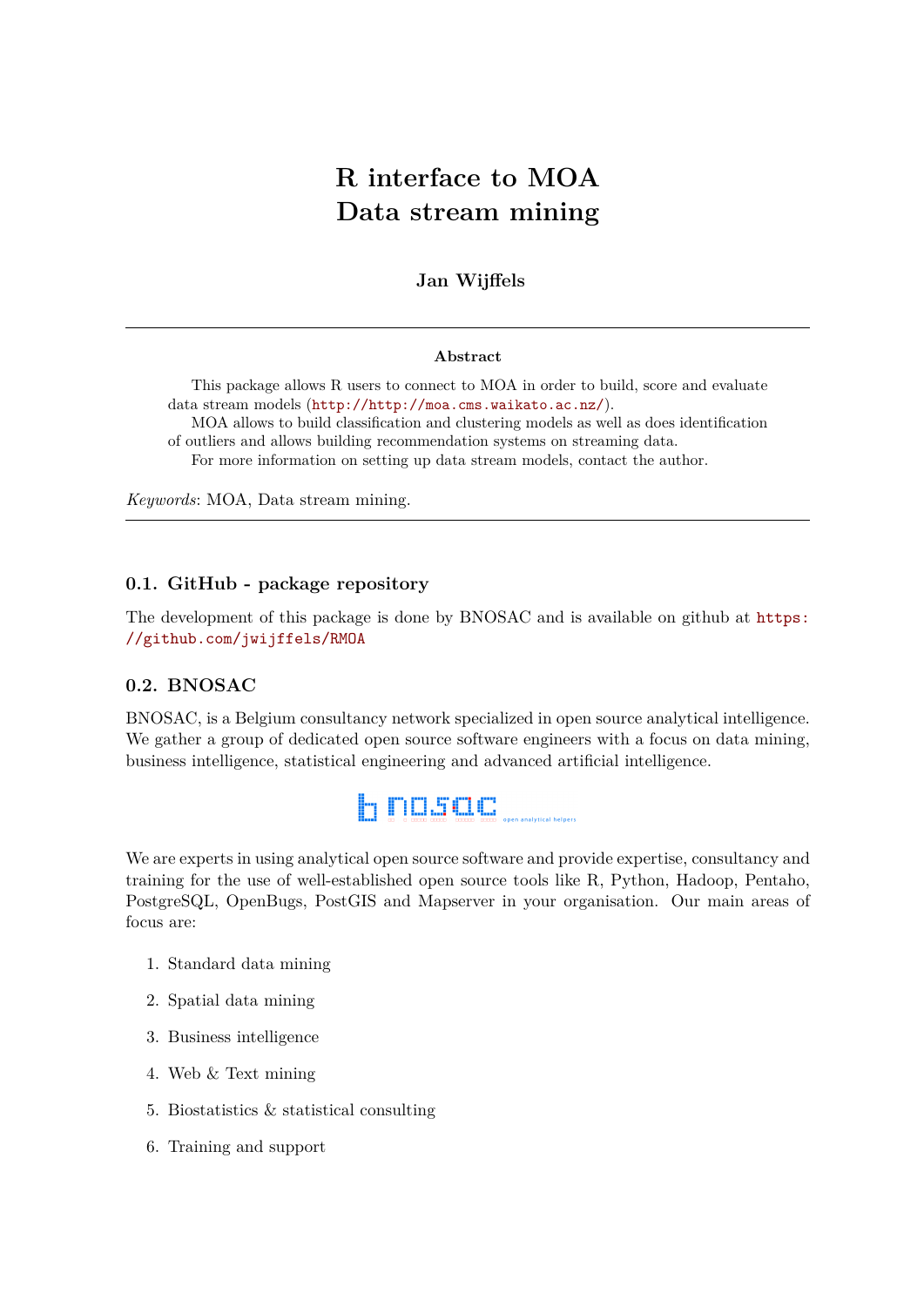# R interface to MOA
# Data stream mining

**Jan Wijffels**

---

**Abstract**

This package allows R users to connect to MOA in order to build, score and evaluate data stream models (http://http://moa.cms.waikato.ac.nz/).

MOA allows to build classification and clustering models as well as does identification of outliers and allows building recommendation systems on streaming data.

For more information on setting up data stream models, contact the author.

*Keywords*: MOA, Data stream mining.

---

### 0.1. GitHub - package repository

The development of this package is done by BNOSAC and is available on github at https://github.com/jwijffels/RMOA

### 0.2. BNOSAC

BNOSAC, is a Belgium consultancy network specialized in open source analytical intelligence. We gather a group of dedicated open source software engineers with a focus on data mining, business intelligence, statistical engineering and advanced artificial intelligence.

We are experts in using analytical open source software and provide expertise, consultancy and training for the use of well-established open source tools like R, Python, Hadoop, Pentaho, PostgreSQL, OpenBugs, PostGIS and Mapserver in your organisation. Our main areas of focus are:

1. Standard data mining
2. Spatial data mining
3. Business intelligence
4. Web & Text mining
5. Biostatistics & statistical consulting
6. Training and support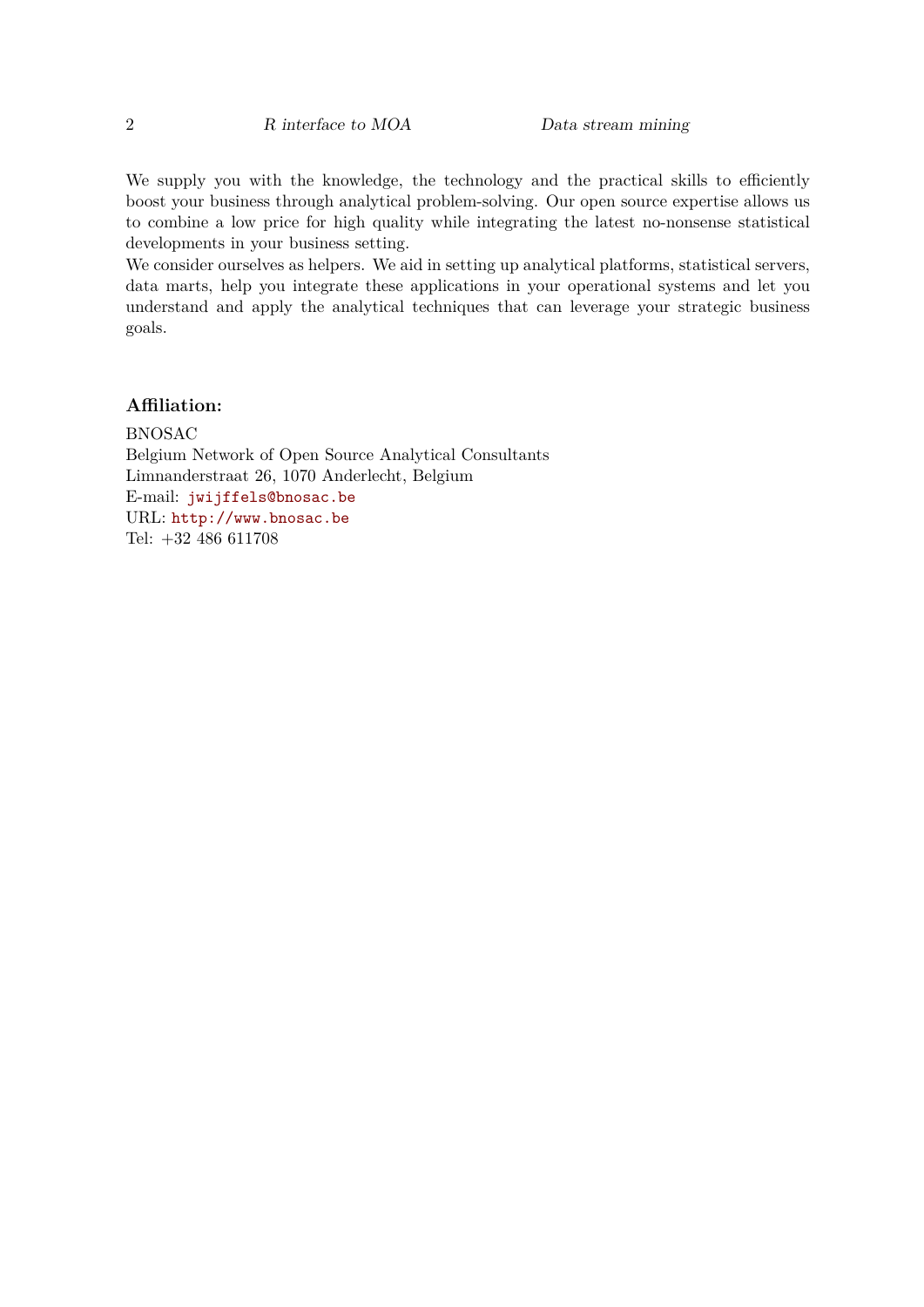We supply you with the knowledge, the technology and the practical skills to efficiently boost your business through analytical problem-solving. Our open source expertise allows us to combine a low price for high quality while integrating the latest no-nonsense statistical developments in your business setting.

We consider ourselves as helpers. We aid in setting up analytical platforms, statistical servers, data marts, help you integrate these applications in your operational systems and let you understand and apply the analytical techniques that can leverage your strategic business goals.

### Affiliation:

BNOSAC
Belgium Network of Open Source Analytical Consultants
Limnanderstraat 26, 1070 Anderlecht, Belgium
E-mail: jwijffels@bnosac.be
URL: http://www.bnosac.be
Tel: +32 486 611708